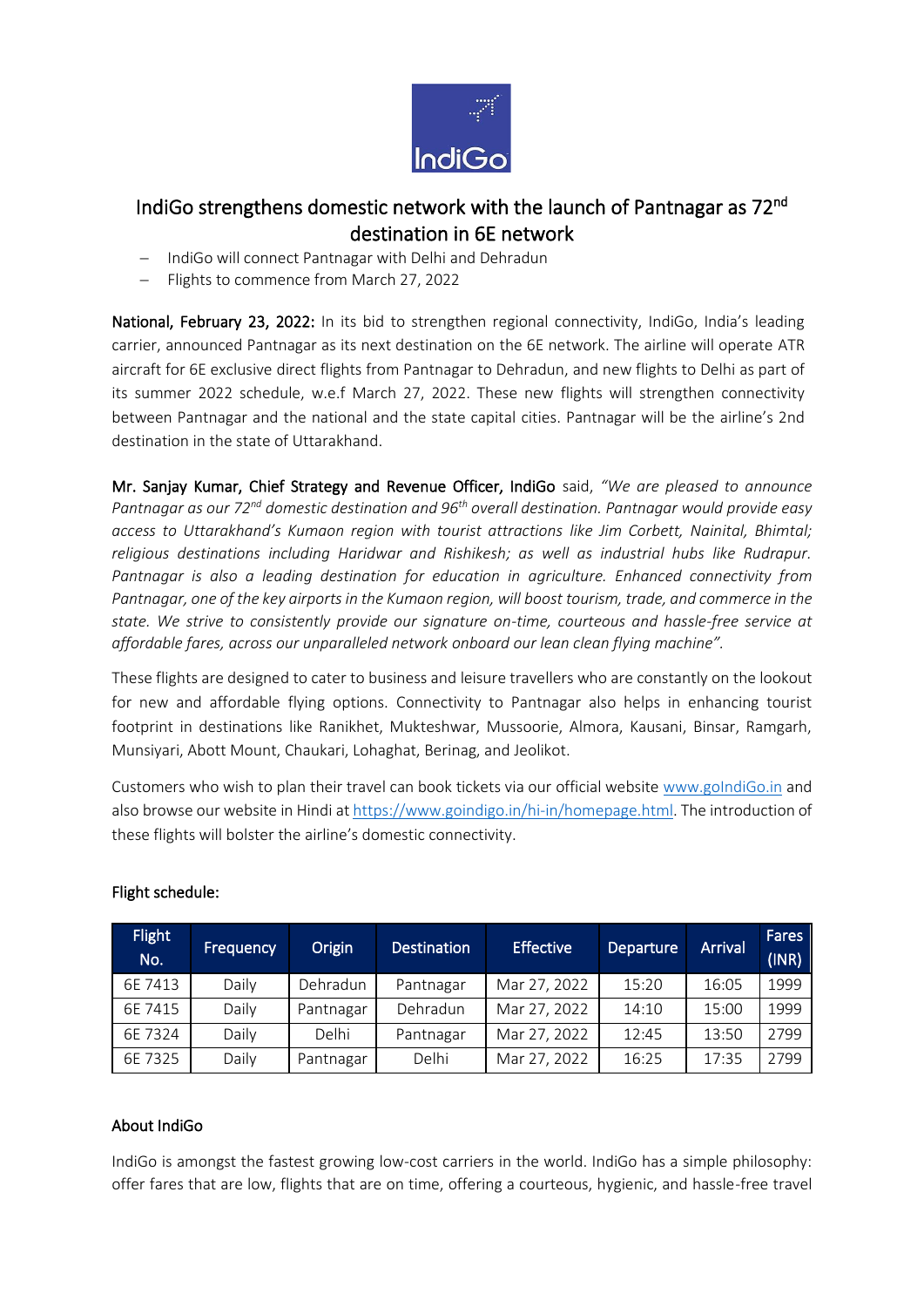# IndiGo strengthens domestic network with the launch of Pantnagar as 72nd destination in 6E network

- IndiGo will connect Pantnagar with Delhi and Dehradun
- Flights to commence from March 27, 2022

**National, February 23, 2022:** In its bid to strengthen regional connectivity, IndiGo, India's leading carrier, announced Pantnagar as its next destination on the 6E network. The airline will operate ATR aircraft for 6E exclusive direct flights from Pantnagar to Dehradun, and new flights to Delhi as part of its summer 2022 schedule, w.e.f March 27, 2022. These new flights will strengthen connectivity between Pantnagar and the national and the state capital cities. Pantnagar will be the airline's 2nd destination in the state of Uttarakhand.

**Mr. Sanjay Kumar, Chief Strategy and Revenue Officer, IndiGo** said, *"We are pleased to announce Pantnagar as our 72nd domestic destination and 96th overall destination. Pantnagar would provide easy access to Uttarakhand's Kumaon region with tourist attractions like Jim Corbett, Nainital, Bhimtal; religious destinations including Haridwar and Rishikesh; as well as industrial hubs like Rudrapur. Pantnagar is also a leading destination for education in agriculture. Enhanced connectivity from Pantnagar, one of the key airports in the Kumaon region, will boost tourism, trade, and commerce in the state. We strive to consistently provide our signature on-time, courteous and hassle-free service at affordable fares, across our unparalleled network onboard our lean clean flying machine".*

These flights are designed to cater to business and leisure travellers who are constantly on the lookout for new and affordable flying options. Connectivity to Pantnagar also helps in enhancing tourist footprint in destinations like Ranikhet, Mukteshwar, Mussoorie, Almora, Kausani, Binsar, Ramgarh, Munsiyari, Abott Mount, Chaukari, Lohaghat, Berinag, and Jeolikot.

Customers who wish to plan their travel can book tickets via our official website www.goIndiGo.in and also browse our website in Hindi at https://www.goindigo.in/hi-in/homepage.html. The introduction of these flights will bolster the airline's domestic connectivity.

**Flight schedule:**

| Flight No. | Frequency | Origin | Destination | Effective | Departure | Arrival | Fares (INR) |
|---|---|---|---|---|---|---|---|
| 6E 7413 | Daily | Dehradun | Pantnagar | Mar 27, 2022 | 15:20 | 16:05 | 1999 |
| 6E 7415 | Daily | Pantnagar | Dehradun | Mar 27, 2022 | 14:10 | 15:00 | 1999 |
| 6E 7324 | Daily | Delhi | Pantnagar | Mar 27, 2022 | 12:45 | 13:50 | 2799 |
| 6E 7325 | Daily | Pantnagar | Delhi | Mar 27, 2022 | 16:25 | 17:35 | 2799 |

**About IndiGo**

IndiGo is amongst the fastest growing low-cost carriers in the world. IndiGo has a simple philosophy: offer fares that are low, flights that are on time, offering a courteous, hygienic, and hassle-free travel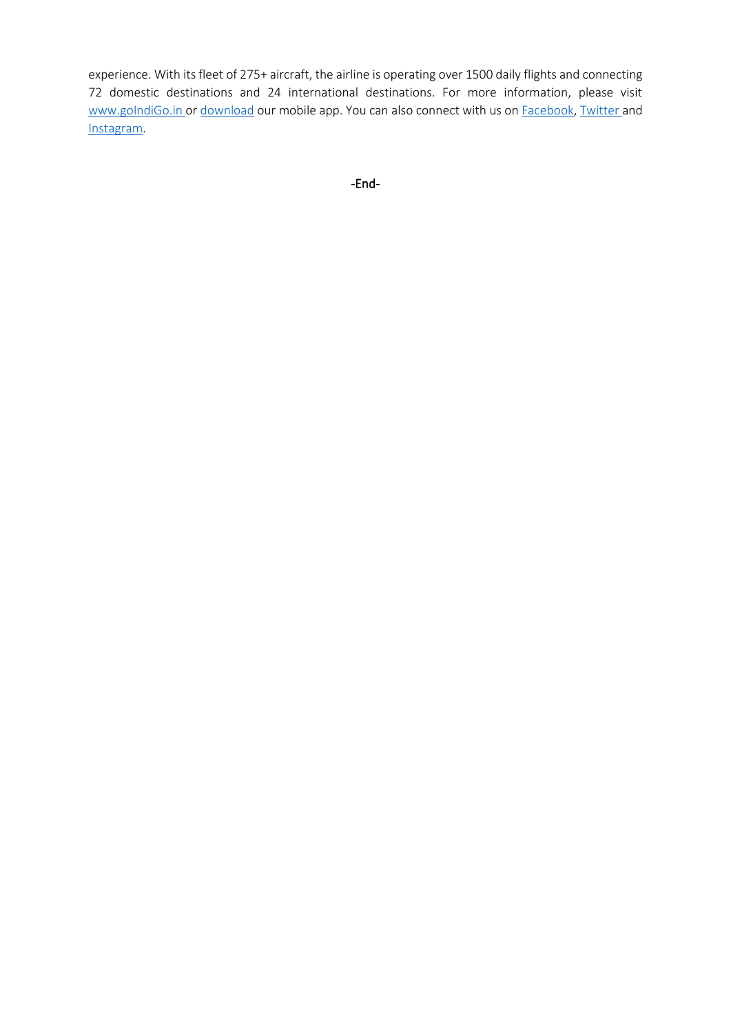experience. With its fleet of 275+ aircraft, the airline is operating over 1500 daily flights and connecting 72 domestic destinations and 24 international destinations. For more information, please visit www.goIndiGo.in or download our mobile app. You can also connect with us on Facebook, Twitter and Instagram.

-End-